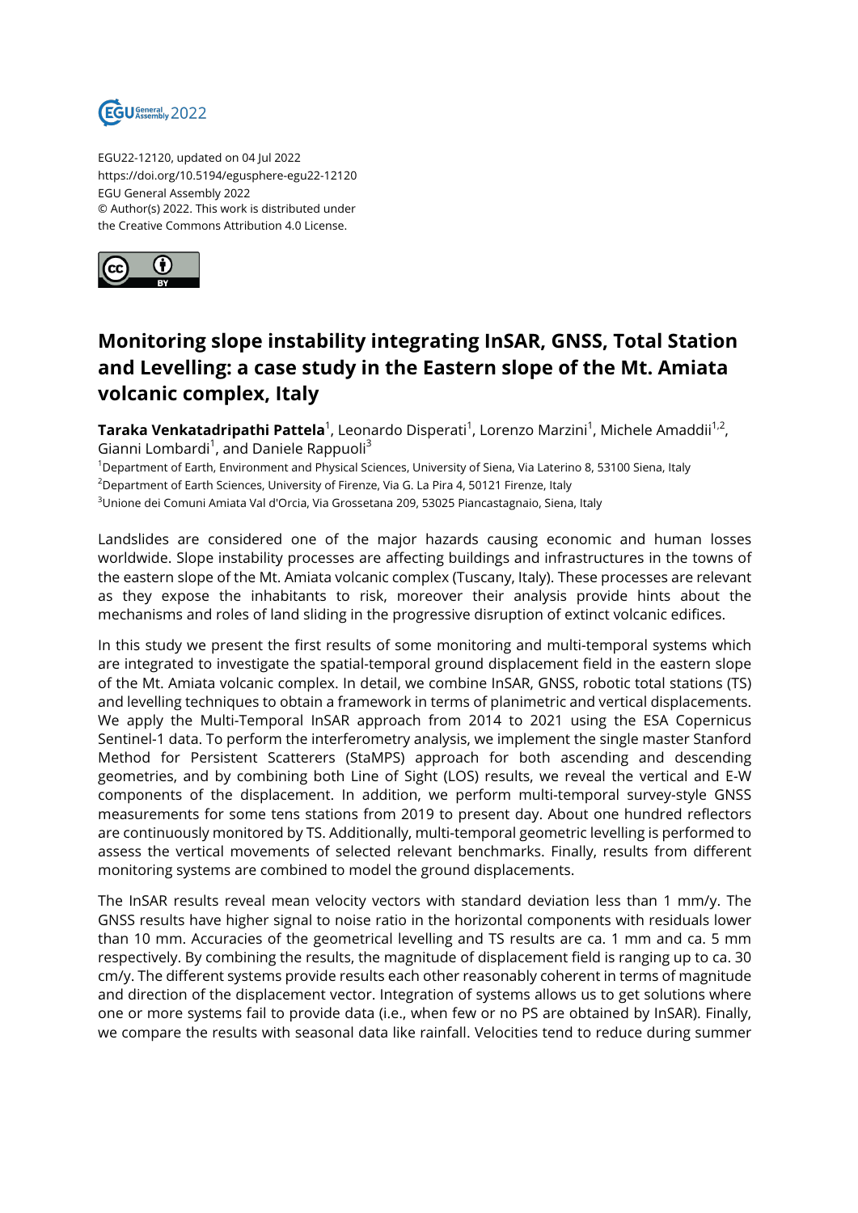EGU22-12120, updated on 04 Jul 2022
https://doi.org/10.5194/egusphere-egu22-12120
EGU General Assembly 2022
© Author(s) 2022. This work is distributed under
the Creative Commons Attribution 4.0 License.

# Monitoring slope instability integrating InSAR, GNSS, Total Station and Levelling: a case study in the Eastern slope of the Mt. Amiata volcanic complex, Italy

**Taraka Venkatadripathi Pattela**[1], Leonardo Disperati[1], Lorenzo Marzini[1], Michele Amaddii[1,2], Gianni Lombardi[1], and Daniele Rappuoli[3]

[1]Department of Earth, Environment and Physical Sciences, University of Siena, Via Laterino 8, 53100 Siena, Italy
[2]Department of Earth Sciences, University of Firenze, Via G. La Pira 4, 50121 Firenze, Italy
[3]Unione dei Comuni Amiata Val d'Orcia, Via Grossetana 209, 53025 Piancastagnaio, Siena, Italy

Landslides are considered one of the major hazards causing economic and human losses worldwide. Slope instability processes are affecting buildings and infrastructures in the towns of the eastern slope of the Mt. Amiata volcanic complex (Tuscany, Italy). These processes are relevant as they expose the inhabitants to risk, moreover their analysis provide hints about the mechanisms and roles of land sliding in the progressive disruption of extinct volcanic edifices.

In this study we present the first results of some monitoring and multi-temporal systems which are integrated to investigate the spatial-temporal ground displacement field in the eastern slope of the Mt. Amiata volcanic complex. In detail, we combine InSAR, GNSS, robotic total stations (TS) and levelling techniques to obtain a framework in terms of planimetric and vertical displacements. We apply the Multi-Temporal InSAR approach from 2014 to 2021 using the ESA Copernicus Sentinel-1 data. To perform the interferometry analysis, we implement the single master Stanford Method for Persistent Scatterers (StaMPS) approach for both ascending and descending geometries, and by combining both Line of Sight (LOS) results, we reveal the vertical and E-W components of the displacement. In addition, we perform multi-temporal survey-style GNSS measurements for some tens stations from 2019 to present day. About one hundred reflectors are continuously monitored by TS. Additionally, multi-temporal geometric levelling is performed to assess the vertical movements of selected relevant benchmarks. Finally, results from different monitoring systems are combined to model the ground displacements.

The InSAR results reveal mean velocity vectors with standard deviation less than 1 mm/y. The GNSS results have higher signal to noise ratio in the horizontal components with residuals lower than 10 mm. Accuracies of the geometrical levelling and TS results are ca. 1 mm and ca. 5 mm respectively. By combining the results, the magnitude of displacement field is ranging up to ca. 30 cm/y. The different systems provide results each other reasonably coherent in terms of magnitude and direction of the displacement vector. Integration of systems allows us to get solutions where one or more systems fail to provide data (i.e., when few or no PS are obtained by InSAR). Finally, we compare the results with seasonal data like rainfall. Velocities tend to reduce during summer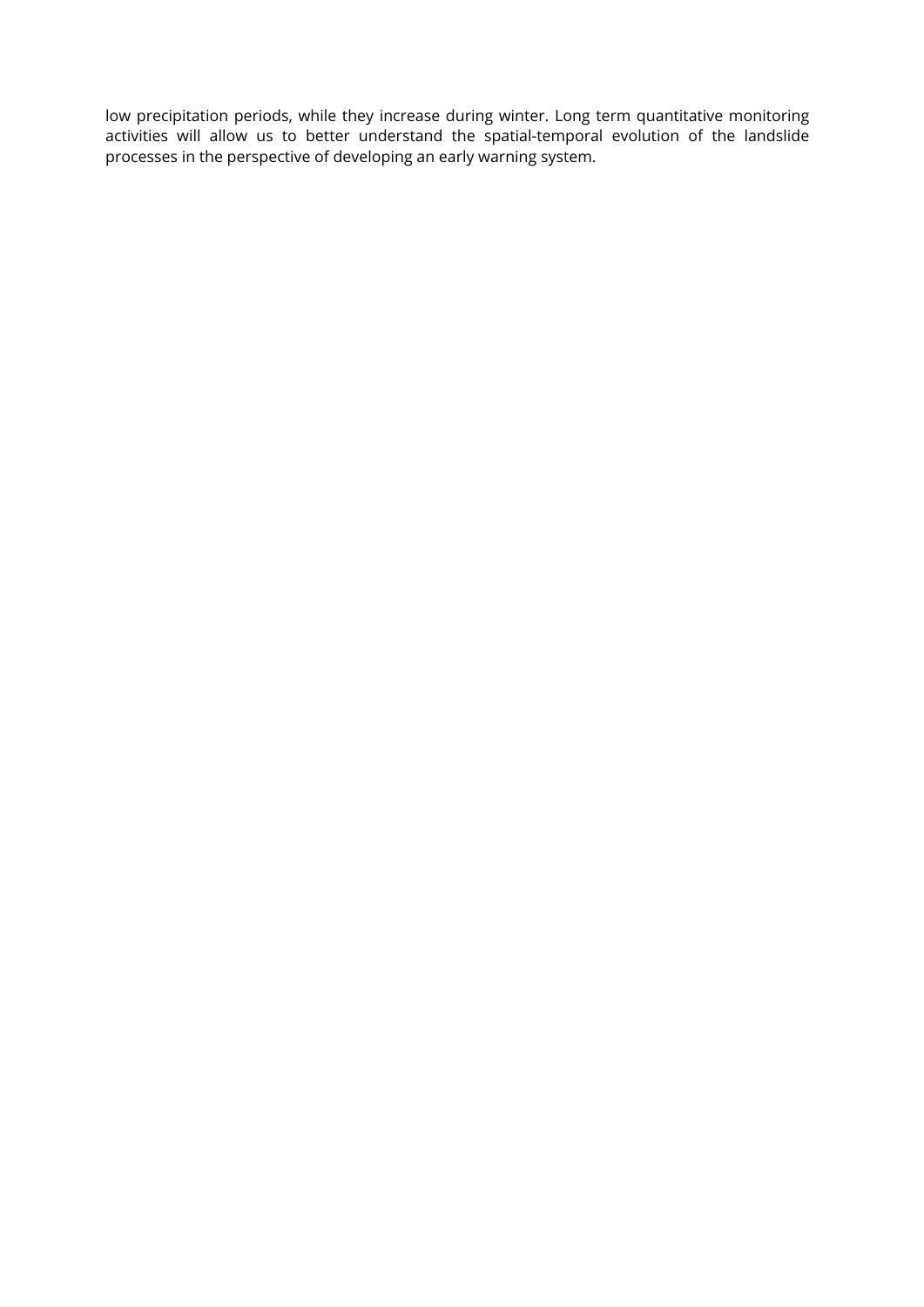low precipitation periods, while they increase during winter. Long term quantitative monitoring activities will allow us to better understand the spatial-temporal evolution of the landslide processes in the perspective of developing an early warning system.